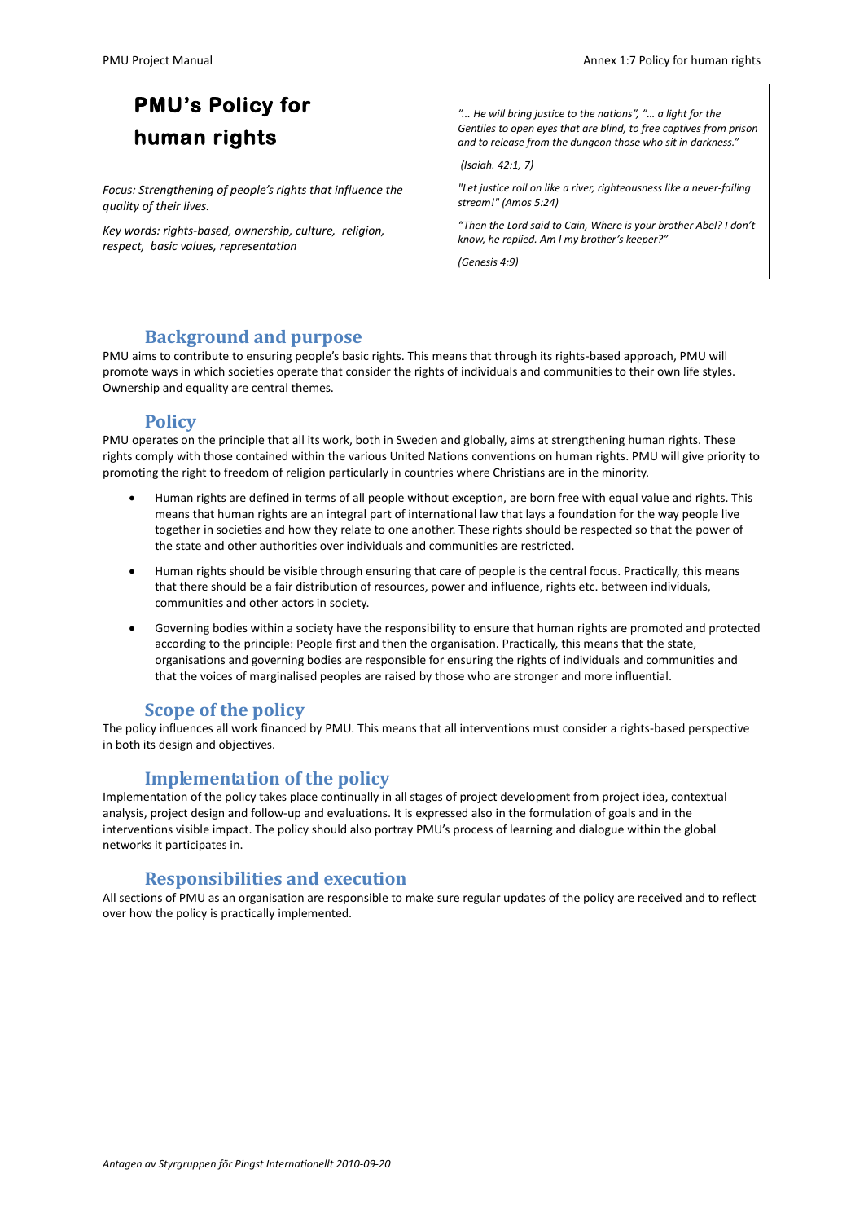# PMU's Policy for human rights

*Focus: Strengthening of people's rights that influence the quality of their lives.*

*Key words: rights-based, ownership, culture, religion, respect, basic values, representation*

*"... He will bring justice to the nations", "... a light for the Gentiles to open eyes that are blind, to free captives from prison and to release from the dungeon those who sit in darkness."*

*(Isaiah. 42:1, 7)*

*"Let justice roll on like a river, righteousness like a never-failing stream!" (Amos 5:24)*

*"Then the Lord said to Cain, Where is your brother Abel? I don't know, he replied. Am I my brother's keeper?"*

*(Genesis 4:9)*

## Background and purpose

PMU aims to contribute to ensuring people's basic rights. This means that through its rights-based approach, PMU will promote ways in which societies operate that consider the rights of individuals and communities to their own life styles. Ownership and equality are central themes.

## Policy

PMU operates on the principle that all its work, both in Sweden and globally, aims at strengthening human rights. These rights comply with those contained within the various United Nations conventions on human rights. PMU will give priority to promoting the right to freedom of religion particularly in countries where Christians are in the minority.

- Human rights are defined in terms of all people without exception, are born free with equal value and rights. This means that human rights are an integral part of international law that lays a foundation for the way people live together in societies and how they relate to one another. These rights should be respected so that the power of the state and other authorities over individuals and communities are restricted.
- Human rights should be visible through ensuring that care of people is the central focus. Practically, this means that there should be a fair distribution of resources, power and influence, rights etc. between individuals, communities and other actors in society.
- Governing bodies within a society have the responsibility to ensure that human rights are promoted and protected according to the principle: People first and then the organisation. Practically, this means that the state, organisations and governing bodies are responsible for ensuring the rights of individuals and communities and that the voices of marginalised peoples are raised by those who are stronger and more influential.

## Scope of the policy

The policy influences all work financed by PMU. This means that all interventions must consider a rights-based perspective in both its design and objectives.

## Implementation of the policy

Implementation of the policy takes place continually in all stages of project development from project idea, contextual analysis, project design and follow-up and evaluations. It is expressed also in the formulation of goals and in the interventions visible impact. The policy should also portray PMU's process of learning and dialogue within the global networks it participates in.

## Responsibilities and execution

All sections of PMU as an organisation are responsible to make sure regular updates of the policy are received and to reflect over how the policy is practically implemented.

*Antagen av Styrgruppen för Pingst Internationellt 2010-09-20*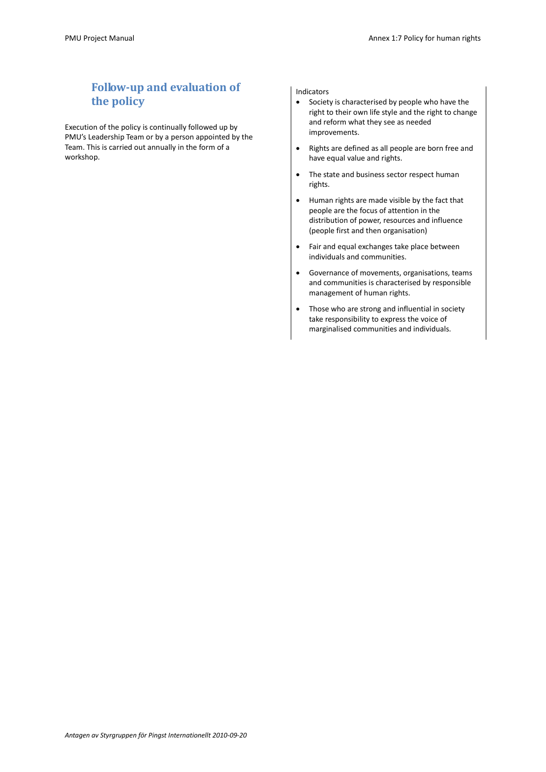## Follow-up and evaluation of the policy

Execution of the policy is continually followed up by PMU's Leadership Team or by a person appointed by the Team. This is carried out annually in the form of a workshop.

Indicators

- Society is characterised by people who have the right to their own life style and the right to change and reform what they see as needed improvements.
- Rights are defined as all people are born free and have equal value and rights.
- The state and business sector respect human rights.
- Human rights are made visible by the fact that people are the focus of attention in the distribution of power, resources and influence (people first and then organisation)
- Fair and equal exchanges take place between individuals and communities.
- Governance of movements, organisations, teams and communities is characterised by responsible management of human rights.
- Those who are strong and influential in society take responsibility to express the voice of marginalised communities and individuals.

*Antagen av Styrgruppen för Pingst Internationellt 2010-09-20*